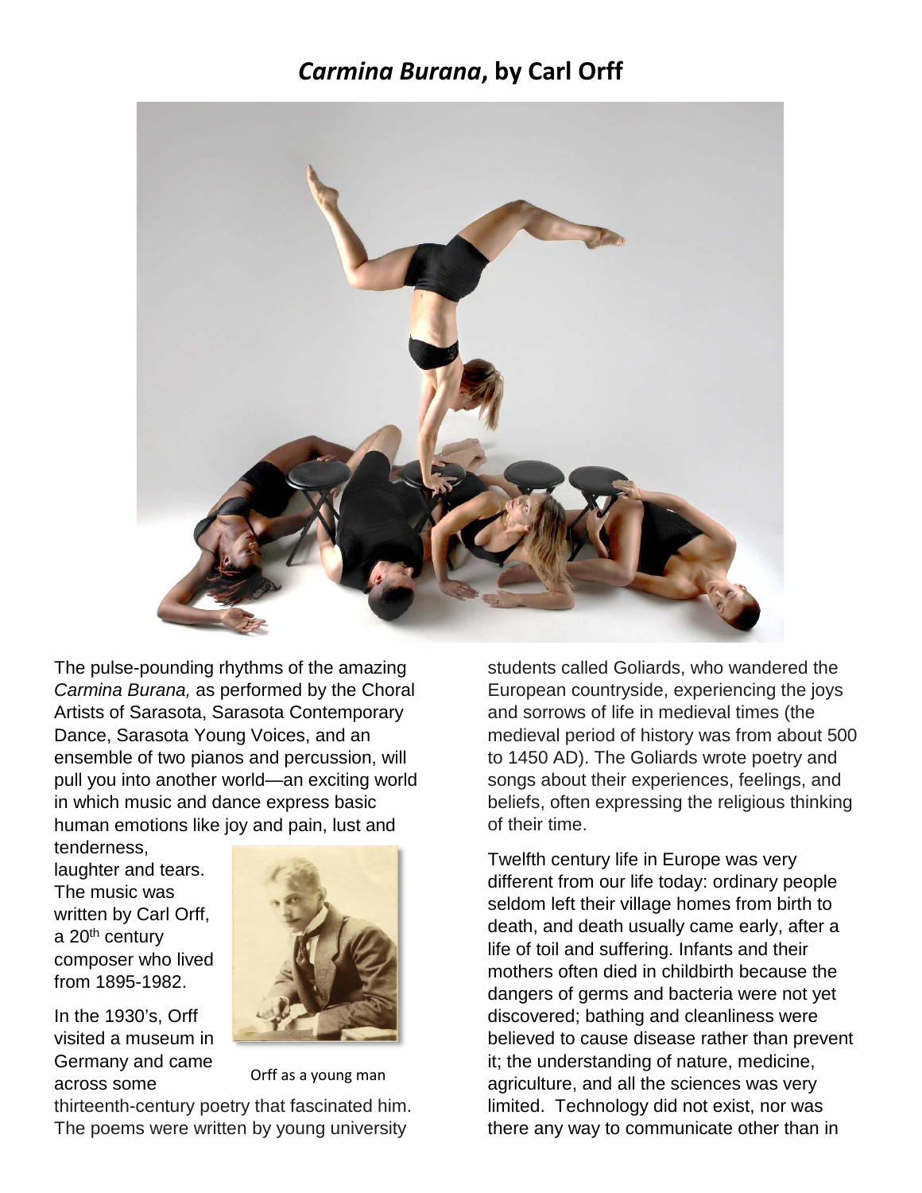# *Carmina Burana*, by Carl Orff

The pulse-pounding rhythms of the amazing *Carmina Burana,* as performed by the Choral Artists of Sarasota, Sarasota Contemporary Dance, Sarasota Young Voices, and an ensemble of two pianos and percussion, will pull you into another world—an exciting world in which music and dance express basic human emotions like joy and pain, lust and tenderness, laughter and tears. The music was written by Carl Orff, a 20th century composer who lived from 1895-1982.

Orff as a young man

In the 1930's, Orff visited a museum in Germany and came across some thirteenth-century poetry that fascinated him. The poems were written by young university students called Goliards, who wandered the European countryside, experiencing the joys and sorrows of life in medieval times (the medieval period of history was from about 500 to 1450 AD). The Goliards wrote poetry and songs about their experiences, feelings, and beliefs, often expressing the religious thinking of their time.

Twelfth century life in Europe was very different from our life today: ordinary people seldom left their village homes from birth to death, and death usually came early, after a life of toil and suffering. Infants and their mothers often died in childbirth because the dangers of germs and bacteria were not yet discovered; bathing and cleanliness were believed to cause disease rather than prevent it; the understanding of nature, medicine, agriculture, and all the sciences was very limited. Technology did not exist, nor was there any way to communicate other than in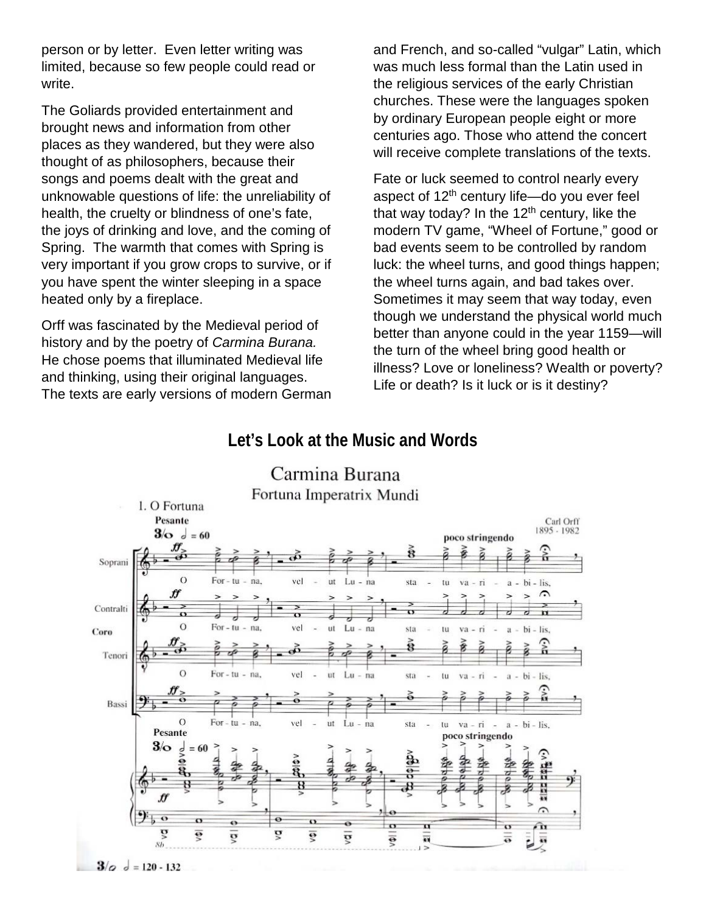person or by letter. Even letter writing was limited, because so few people could read or write.

The Goliards provided entertainment and brought news and information from other places as they wandered, but they were also thought of as philosophers, because their songs and poems dealt with the great and unknowable questions of life: the unreliability of health, the cruelty or blindness of one's fate, the joys of drinking and love, and the coming of Spring. The warmth that comes with Spring is very important if you grow crops to survive, or if you have spent the winter sleeping in a space heated only by a fireplace.

Orff was fascinated by the Medieval period of history and by the poetry of *Carmina Burana.* He chose poems that illuminated Medieval life and thinking, using their original languages. The texts are early versions of modern German and French, and so-called "vulgar" Latin, which was much less formal than the Latin used in the religious services of the early Christian churches. These were the languages spoken by ordinary European people eight or more centuries ago. Those who attend the concert will receive complete translations of the texts.

Fate or luck seemed to control nearly every aspect of 12th century life—do you ever feel that way today? In the 12th century, like the modern TV game, "Wheel of Fortune," good or bad events seem to be controlled by random luck: the wheel turns, and good things happen; the wheel turns again, and bad takes over. Sometimes it may seem that way today, even though we understand the physical world much better than anyone could in the year 1159—will the turn of the wheel bring good health or illness? Love or loneliness? Wealth or poverty? Life or death? Is it luck or is it destiny?

## Let's Look at the Music and Words

Carmina Burana

Fortuna Imperatrix Mundi

1. O Fortuna

Carl Orff 1895 - 1982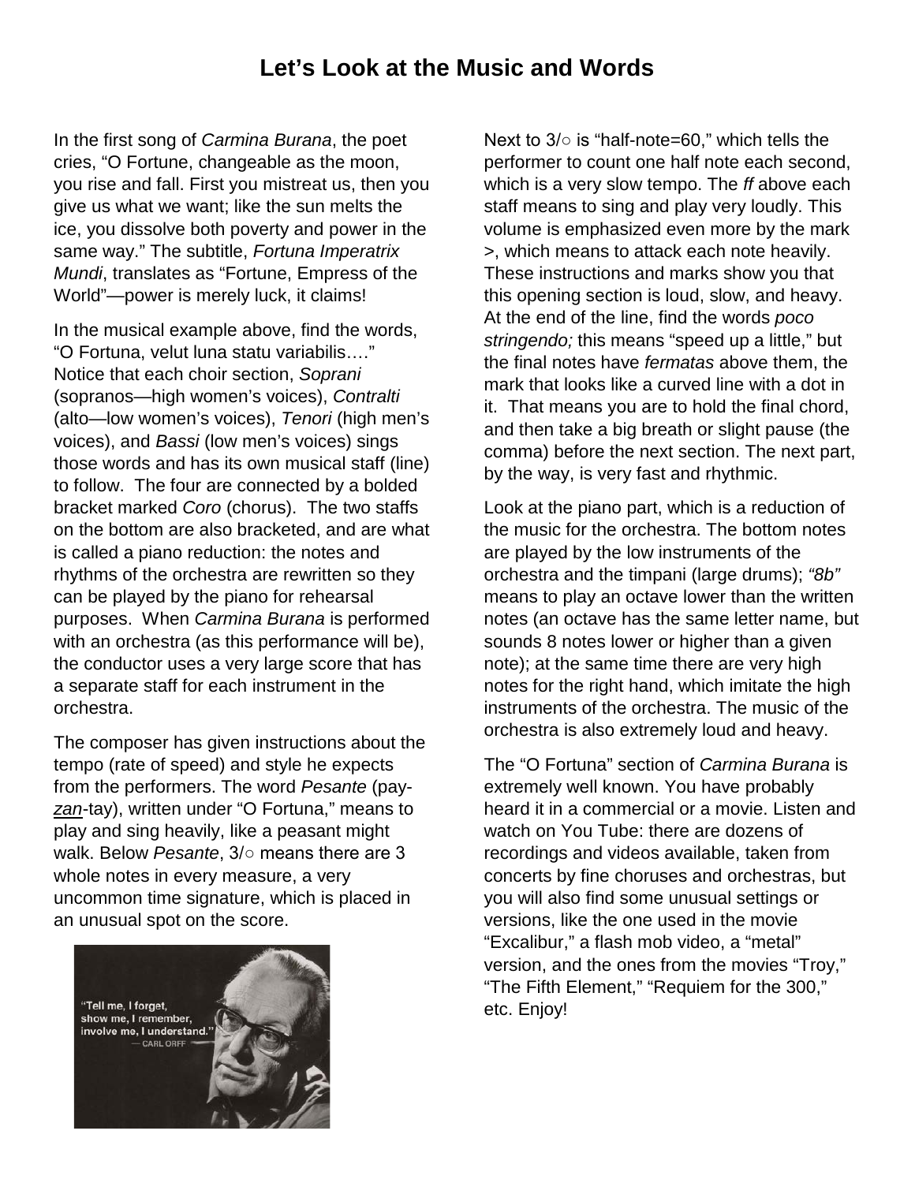# Let's Look at the Music and Words

In the first song of *Carmina Burana*, the poet cries, "O Fortune, changeable as the moon, you rise and fall. First you mistreat us, then you give us what we want; like the sun melts the ice, you dissolve both poverty and power in the same way." The subtitle, *Fortuna Imperatrix Mundi*, translates as "Fortune, Empress of the World"—power is merely luck, it claims!

In the musical example above, find the words, "O Fortuna, velut luna statu variabilis…." Notice that each choir section, *Soprani* (sopranos—high women's voices), *Contralti* (alto—low women's voices), *Tenori* (high men's voices), and *Bassi* (low men's voices) sings those words and has its own musical staff (line) to follow. The four are connected by a bolded bracket marked *Coro* (chorus). The two staffs on the bottom are also bracketed, and are what is called a piano reduction: the notes and rhythms of the orchestra are rewritten so they can be played by the piano for rehearsal purposes. When *Carmina Burana* is performed with an orchestra (as this performance will be), the conductor uses a very large score that has a separate staff for each instrument in the orchestra.

The composer has given instructions about the tempo (rate of speed) and style he expects from the performers. The word *Pesante* (pay-*zan*-tay), written under "O Fortuna," means to play and sing heavily, like a peasant might walk. Below *Pesante*, 3/○ means there are 3 whole notes in every measure, a very uncommon time signature, which is placed in an unusual spot on the score.

"Tell me, I forget, show me, I remember, involve me, I understand." — CARL ORFF

Next to 3/○ is "half-note=60," which tells the performer to count one half note each second, which is a very slow tempo. The *ff* above each staff means to sing and play very loudly. This volume is emphasized even more by the mark >, which means to attack each note heavily. These instructions and marks show you that this opening section is loud, slow, and heavy. At the end of the line, find the words *poco stringendo;* this means "speed up a little," but the final notes have *fermatas* above them, the mark that looks like a curved line with a dot in it. That means you are to hold the final chord, and then take a big breath or slight pause (the comma) before the next section. The next part, by the way, is very fast and rhythmic.

Look at the piano part, which is a reduction of the music for the orchestra. The bottom notes are played by the low instruments of the orchestra and the timpani (large drums); *"8b"* means to play an octave lower than the written notes (an octave has the same letter name, but sounds 8 notes lower or higher than a given note); at the same time there are very high notes for the right hand, which imitate the high instruments of the orchestra. The music of the orchestra is also extremely loud and heavy.

The "O Fortuna" section of *Carmina Burana* is extremely well known. You have probably heard it in a commercial or a movie. Listen and watch on You Tube: there are dozens of recordings and videos available, taken from concerts by fine choruses and orchestras, but you will also find some unusual settings or versions, like the one used in the movie "Excalibur," a flash mob video, a "metal" version, and the ones from the movies "Troy," "The Fifth Element," "Requiem for the 300," etc. Enjoy!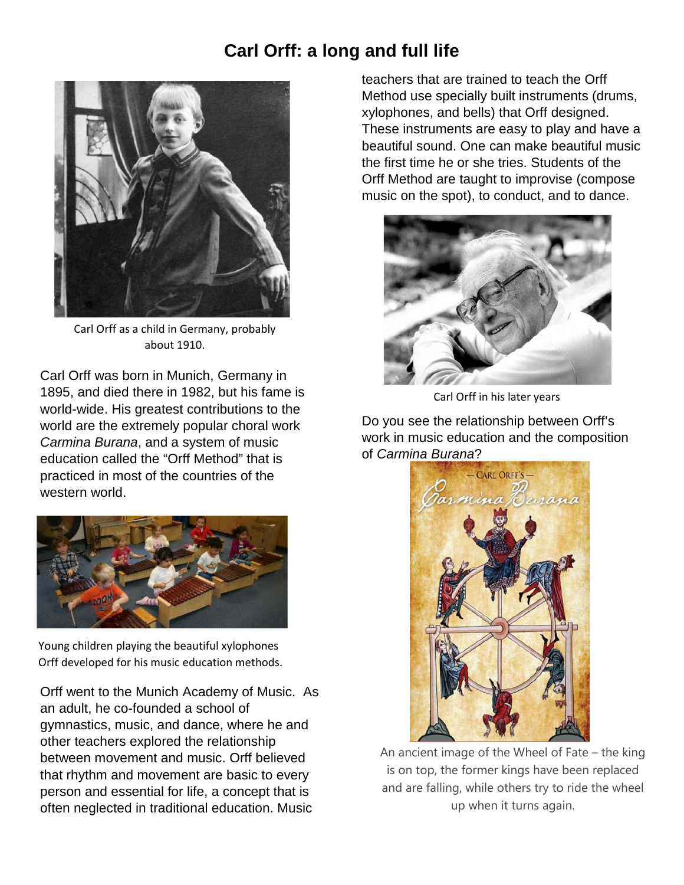# Carl Orff: a long and full life

Carl Orff as a child in Germany, probably about 1910.

Carl Orff was born in Munich, Germany in 1895, and died there in 1982, but his fame is world-wide. His greatest contributions to the world are the extremely popular choral work *Carmina Burana*, and a system of music education called the "Orff Method" that is practiced in most of the countries of the western world.

Young children playing the beautiful xylophones Orff developed for his music education methods.

Orff went to the Munich Academy of Music. As an adult, he co-founded a school of gymnastics, music, and dance, where he and other teachers explored the relationship between movement and music. Orff believed that rhythm and movement are basic to every person and essential for life, a concept that is often neglected in traditional education. Music teachers that are trained to teach the Orff Method use specially built instruments (drums, xylophones, and bells) that Orff designed. These instruments are easy to play and have a beautiful sound. One can make beautiful music the first time he or she tries. Students of the Orff Method are taught to improvise (compose music on the spot), to conduct, and to dance.

Carl Orff in his later years

Do you see the relationship between Orff's work in music education and the composition of *Carmina Burana*?

An ancient image of the Wheel of Fate – the king is on top, the former kings have been replaced and are falling, while others try to ride the wheel up when it turns again.